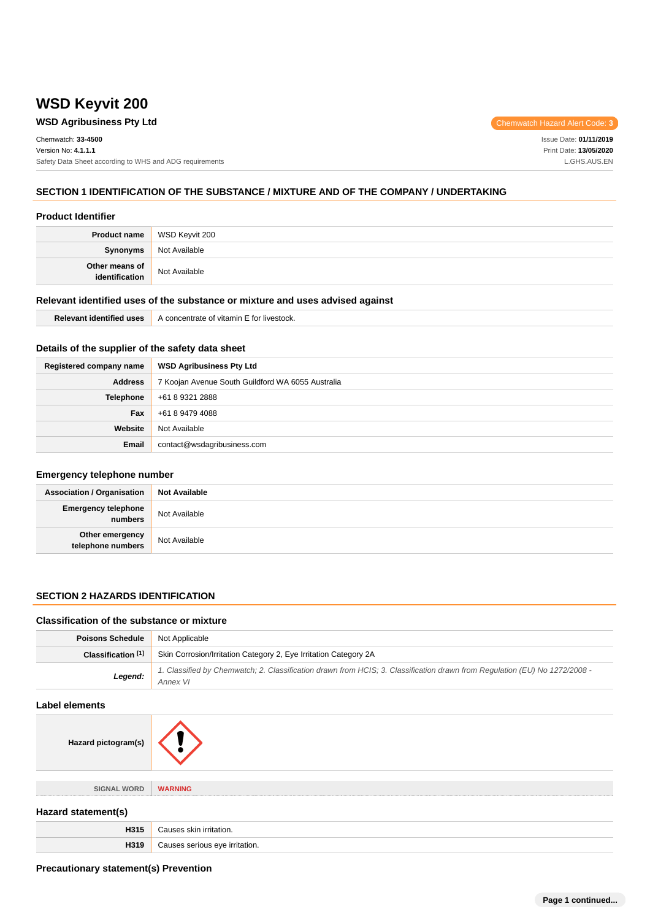# WSD Keyvit 200

## WSD Agribusiness Pty Ltd

Chemwatch Hazard Alert Code: **3**

Chemwatch: **33-4500**
Version No: **4.1.1.1**
Safety Data Sheet according to WHS and ADG requirements

Issue Date: **01/11/2019**
Print Date: **13/05/2020**
L.GHS.AUS.EN

## SECTION 1 IDENTIFICATION OF THE SUBSTANCE / MIXTURE AND OF THE COMPANY / UNDERTAKING

### Product Identifier

| | |
|---|---|
| **Product name** | WSD Keyvit 200 |
| **Synonyms** | Not Available |
| **Other means of identification** | Not Available |

### Relevant identified uses of the substance or mixture and uses advised against

| | |
|---|---|
| **Relevant identified uses** | A concentrate of vitamin E for livestock. |

### Details of the supplier of the safety data sheet

| | |
|---|---|
| **Registered company name** | **WSD Agribusiness Pty Ltd** |
| **Address** | 7 Koojan Avenue South Guildford WA 6055 Australia |
| **Telephone** | +61 8 9321 2888 |
| **Fax** | +61 8 9479 4088 |
| **Website** | Not Available |
| **Email** | contact@wsdagribusiness.com |

### Emergency telephone number

| | |
|---|---|
| **Association / Organisation** | **Not Available** |
| **Emergency telephone numbers** | Not Available |
| **Other emergency telephone numbers** | Not Available |

## SECTION 2 HAZARDS IDENTIFICATION

### Classification of the substance or mixture

| | |
|---|---|
| **Poisons Schedule** | Not Applicable |
| **Classification [1]** | Skin Corrosion/Irritation Category 2, Eye Irritation Category 2A |
| ***Legend:*** | *1. Classified by Chemwatch; 2. Classification drawn from HCIS; 3. Classification drawn from Regulation (EU) No 1272/2008 - Annex VI* |

### Label elements

| | |
|---|---|
| **Hazard pictogram(s)** | |
| **SIGNAL WORD** | **WARNING** |

### Hazard statement(s)

| | |
|---|---|
| **H315** | Causes skin irritation. |
| **H319** | Causes serious eye irritation. |

### Precautionary statement(s) Prevention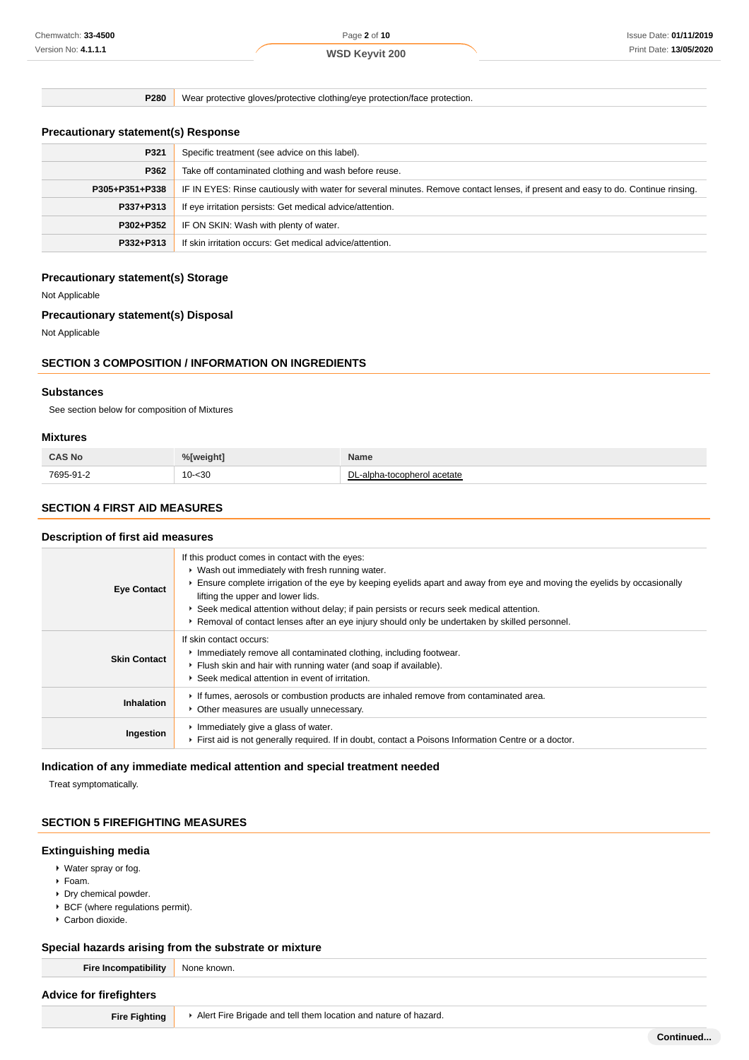| | |
|---|---|
| **P280** | Wear protective gloves/protective clothing/eye protection/face protection. |

### Precautionary statement(s) Response

| | |
|---|---|
| **P321** | Specific treatment (see advice on this label). |
| **P362** | Take off contaminated clothing and wash before reuse. |
| **P305+P351+P338** | IF IN EYES: Rinse cautiously with water for several minutes. Remove contact lenses, if present and easy to do. Continue rinsing. |
| **P337+P313** | If eye irritation persists: Get medical advice/attention. |
| **P302+P352** | IF ON SKIN: Wash with plenty of water. |
| **P332+P313** | If skin irritation occurs: Get medical advice/attention. |

### Precautionary statement(s) Storage

Not Applicable

### Precautionary statement(s) Disposal

Not Applicable

## SECTION 3 COMPOSITION / INFORMATION ON INGREDIENTS

### Substances

See section below for composition of Mixtures

### Mixtures

| CAS No | %[weight] | Name |
|---|---|---|
| 7695-91-2 | 10-<30 | DL-alpha-tocopherol acetate |

## SECTION 4 FIRST AID MEASURES

### Description of first aid measures

| | |
|---|---|
| **Eye Contact** | If this product comes in contact with the eyes:<br>▸ Wash out immediately with fresh running water.<br>▸ Ensure complete irrigation of the eye by keeping eyelids apart and away from eye and moving the eyelids by occasionally lifting the upper and lower lids.<br>▸ Seek medical attention without delay; if pain persists or recurs seek medical attention.<br>▸ Removal of contact lenses after an eye injury should only be undertaken by skilled personnel. |
| **Skin Contact** | If skin contact occurs:<br>▸ Immediately remove all contaminated clothing, including footwear.<br>▸ Flush skin and hair with running water (and soap if available).<br>▸ Seek medical attention in event of irritation. |
| **Inhalation** | ▸ If fumes, aerosols or combustion products are inhaled remove from contaminated area.<br>▸ Other measures are usually unnecessary. |
| **Ingestion** | ▸ Immediately give a glass of water.<br>▸ First aid is not generally required. If in doubt, contact a Poisons Information Centre or a doctor. |

### Indication of any immediate medical attention and special treatment needed

Treat symptomatically.

## SECTION 5 FIREFIGHTING MEASURES

### Extinguishing media

- Water spray or fog.
- Foam.
- Dry chemical powder.
- BCF (where regulations permit).
- Carbon dioxide.

### Special hazards arising from the substrate or mixture

| | |
|---|---|
| **Fire Incompatibility** | None known. |

### Advice for firefighters

| | |
|---|---|
| **Fire Fighting** | ▸ Alert Fire Brigade and tell them location and nature of hazard. |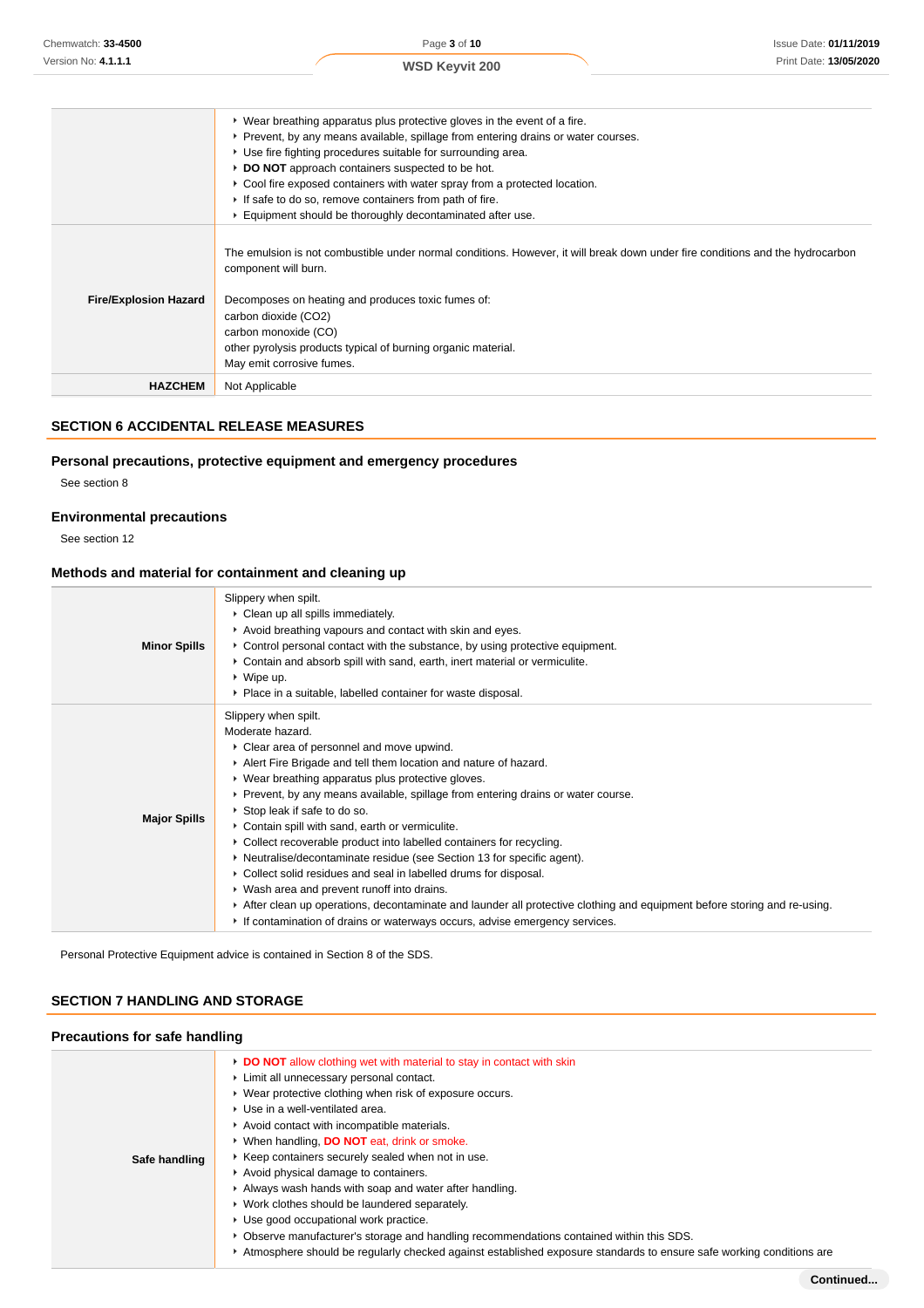| | |
|---|---|
| | ‣ Wear breathing apparatus plus protective gloves in the event of a fire.<br>‣ Prevent, by any means available, spillage from entering drains or water courses.<br>‣ Use fire fighting procedures suitable for surrounding area.<br>‣ **DO NOT** approach containers suspected to be hot.<br>‣ Cool fire exposed containers with water spray from a protected location.<br>‣ If safe to do so, remove containers from path of fire.<br>‣ Equipment should be thoroughly decontaminated after use. |
| **Fire/Explosion Hazard** | The emulsion is not combustible under normal conditions. However, it will break down under fire conditions and the hydrocarbon component will burn.<br><br>Decomposes on heating and produces toxic fumes of:<br>carbon dioxide ($CO_2$)<br>carbon monoxide (CO)<br>other pyrolysis products typical of burning organic material.<br>May emit corrosive fumes. |
| **HAZCHEM** | Not Applicable |

## SECTION 6 ACCIDENTAL RELEASE MEASURES

### Personal precautions, protective equipment and emergency procedures

See section 8

### Environmental precautions

See section 12

### Methods and material for containment and cleaning up

| | |
|---|---|
| **Minor Spills** | Slippery when spilt.<br>‣ Clean up all spills immediately.<br>‣ Avoid breathing vapours and contact with skin and eyes.<br>‣ Control personal contact with the substance, by using protective equipment.<br>‣ Contain and absorb spill with sand, earth, inert material or vermiculite.<br>‣ Wipe up.<br>‣ Place in a suitable, labelled container for waste disposal. |
| **Major Spills** | Slippery when spilt.<br>Moderate hazard.<br>‣ Clear area of personnel and move upwind.<br>‣ Alert Fire Brigade and tell them location and nature of hazard.<br>‣ Wear breathing apparatus plus protective gloves.<br>‣ Prevent, by any means available, spillage from entering drains or water course.<br>‣ Stop leak if safe to do so.<br>‣ Contain spill with sand, earth or vermiculite.<br>‣ Collect recoverable product into labelled containers for recycling.<br>‣ Neutralise/decontaminate residue (see Section 13 for specific agent).<br>‣ Collect solid residues and seal in labelled drums for disposal.<br>‣ Wash area and prevent runoff into drains.<br>‣ After clean up operations, decontaminate and launder all protective clothing and equipment before storing and re-using.<br>‣ If contamination of drains or waterways occurs, advise emergency services. |

Personal Protective Equipment advice is contained in Section 8 of the SDS.

## SECTION 7 HANDLING AND STORAGE

### Precautions for safe handling

| | |
|---|---|
| **Safe handling** | ‣ **DO NOT** allow clothing wet with material to stay in contact with skin<br>‣ Limit all unnecessary personal contact.<br>‣ Wear protective clothing when risk of exposure occurs.<br>‣ Use in a well-ventilated area.<br>‣ Avoid contact with incompatible materials.<br>‣ When handling, **DO NOT** eat, drink or smoke.<br>‣ Keep containers securely sealed when not in use.<br>‣ Avoid physical damage to containers.<br>‣ Always wash hands with soap and water after handling.<br>‣ Work clothes should be laundered separately.<br>‣ Use good occupational work practice.<br>‣ Observe manufacturer's storage and handling recommendations contained within this SDS.<br>‣ Atmosphere should be regularly checked against established exposure standards to ensure safe working conditions are |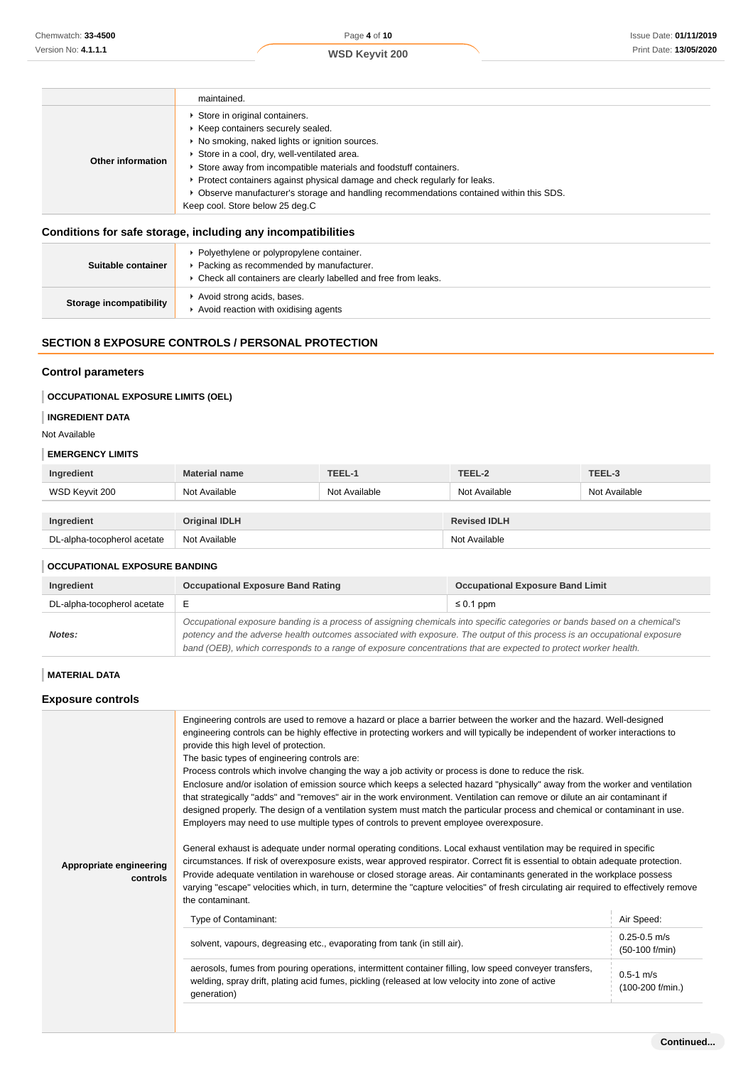| | |
|---|---|
| | maintained. |
| **Other information** | - Store in original containers.<br>- Keep containers securely sealed.<br>- No smoking, naked lights or ignition sources.<br>- Store in a cool, dry, well-ventilated area.<br>- Store away from incompatible materials and foodstuff containers.<br>- Protect containers against physical damage and check regularly for leaks.<br>- Observe manufacturer's storage and handling recommendations contained within this SDS.<br>Keep cool. Store below 25 deg.C |

### Conditions for safe storage, including any incompatibilities

| | |
|---|---|
| **Suitable container** | - Polyethylene or polypropylene container.<br>- Packing as recommended by manufacturer.<br>- Check all containers are clearly labelled and free from leaks. |
| **Storage incompatibility** | - Avoid strong acids, bases.<br>- Avoid reaction with oxidising agents |

## SECTION 8 EXPOSURE CONTROLS / PERSONAL PROTECTION

### Control parameters

#### OCCUPATIONAL EXPOSURE LIMITS (OEL)

#### INGREDIENT DATA

Not Available

#### EMERGENCY LIMITS

| Ingredient | Material name | TEEL-1 | TEEL-2 | TEEL-3 |
|---|---|---|---|---|
| WSD Keyvit 200 | Not Available | Not Available | Not Available | Not Available |

| Ingredient | Original IDLH | Revised IDLH |
|---|---|---|
| DL-alpha-tocopherol acetate | Not Available | Not Available |

#### OCCUPATIONAL EXPOSURE BANDING

| Ingredient | Occupational Exposure Band Rating | Occupational Exposure Band Limit |
|---|---|---|
| DL-alpha-tocopherol acetate | E | ≤ 0.1 ppm |
| ***Notes:*** | *Occupational exposure banding is a process of assigning chemicals into specific categories or bands based on a chemical's potency and the adverse health outcomes associated with exposure. The output of this process is an occupational exposure band (OEB), which corresponds to a range of exposure concentrations that are expected to protect worker health.* | |

#### MATERIAL DATA

### Exposure controls

**Appropriate engineering controls**

Engineering controls are used to remove a hazard or place a barrier between the worker and the hazard. Well-designed engineering controls can be highly effective in protecting workers and will typically be independent of worker interactions to provide this high level of protection.
The basic types of engineering controls are:
Process controls which involve changing the way a job activity or process is done to reduce the risk.
Enclosure and/or isolation of emission source which keeps a selected hazard "physically" away from the worker and ventilation that strategically "adds" and "removes" air in the work environment. Ventilation can remove or dilute an air contaminant if designed properly. The design of a ventilation system must match the particular process and chemical or contaminant in use.
Employers may need to use multiple types of controls to prevent employee overexposure.

General exhaust is adequate under normal operating conditions. Local exhaust ventilation may be required in specific circumstances. If risk of overexposure exists, wear approved respirator. Correct fit is essential to obtain adequate protection. Provide adequate ventilation in warehouse or closed storage areas. Air contaminants generated in the workplace possess varying "escape" velocities which, in turn, determine the "capture velocities" of fresh circulating air required to effectively remove the contaminant.

| Type of Contaminant: | Air Speed: |
|---|---|
| solvent, vapours, degreasing etc., evaporating from tank (in still air). | 0.25-0.5 m/s (50-100 f/min) |
| aerosols, fumes from pouring operations, intermittent container filling, low speed conveyer transfers, welding, spray drift, plating acid fumes, pickling (released at low velocity into zone of active generation) | 0.5-1 m/s (100-200 f/min.) |

Continued...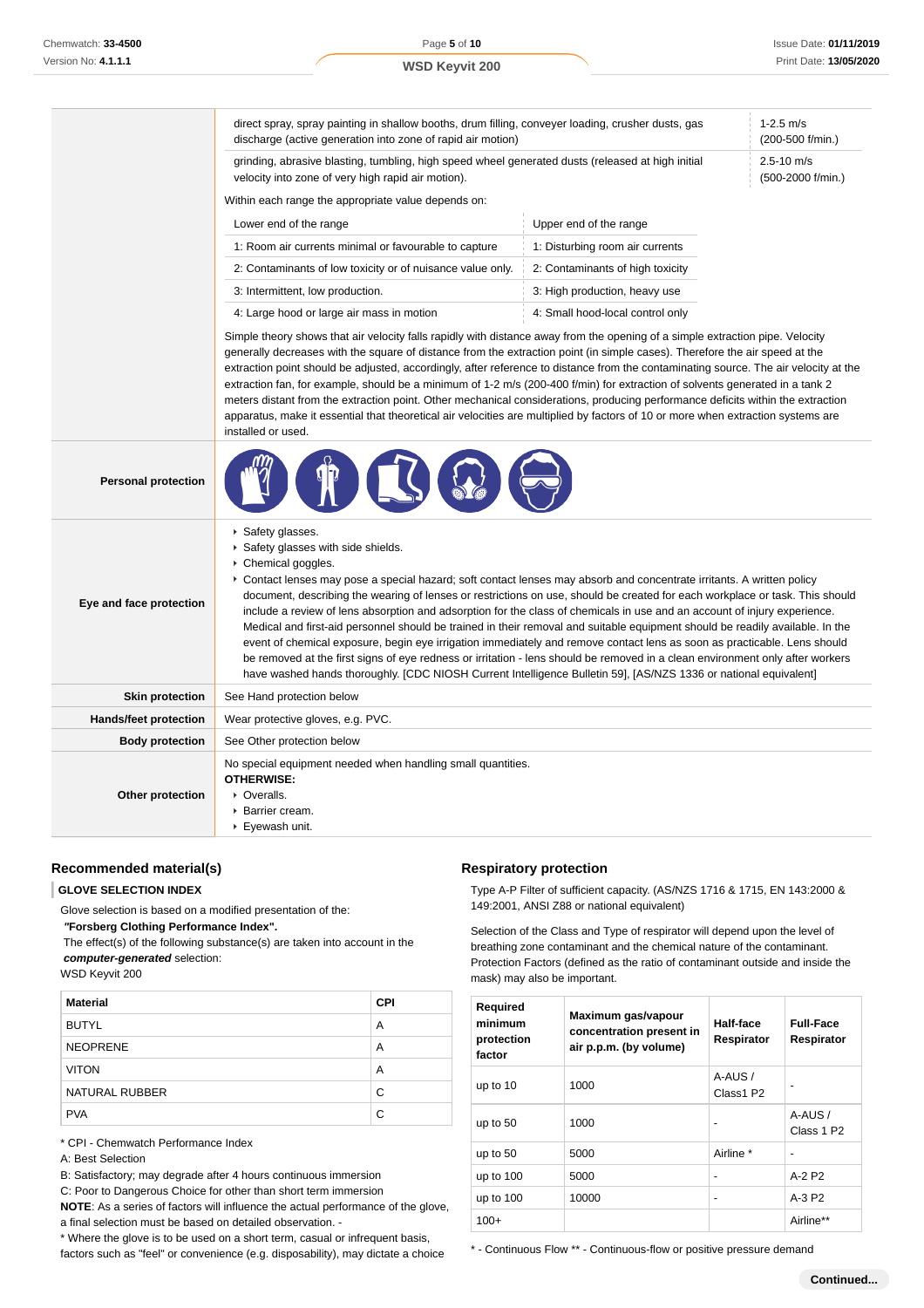| | | |
|---|---|---|
| | direct spray, spray painting in shallow booths, drum filling, conveyer loading, crusher dusts, gas discharge (active generation into zone of rapid air motion) | 1-2.5 m/s (200-500 f/min.) |
| | grinding, abrasive blasting, tumbling, high speed wheel generated dusts (released at high initial velocity into zone of very high rapid air motion). | 2.5-10 m/s (500-2000 f/min.) |

Within each range the appropriate value depends on:

| Lower end of the range | Upper end of the range |
|---|---|
| 1: Room air currents minimal or favourable to capture | 1: Disturbing room air currents |
| 2: Contaminants of low toxicity or of nuisance value only. | 2: Contaminants of high toxicity |
| 3: Intermittent, low production. | 3: High production, heavy use |
| 4: Large hood or large air mass in motion | 4: Small hood-local control only |

Simple theory shows that air velocity falls rapidly with distance away from the opening of a simple extraction pipe. Velocity generally decreases with the square of distance from the extraction point (in simple cases). Therefore the air speed at the extraction point should be adjusted, accordingly, after reference to distance from the contaminating source. The air velocity at the extraction fan, for example, should be a minimum of 1-2 m/s (200-400 f/min) for extraction of solvents generated in a tank 2 meters distant from the extraction point. Other mechanical considerations, producing performance deficits within the extraction apparatus, make it essential that theoretical air velocities are multiplied by factors of 10 or more when extraction systems are installed or used.

**Personal protection**

**Eye and face protection**

- Safety glasses.
- Safety glasses with side shields.
- Chemical goggles.
- Contact lenses may pose a special hazard; soft contact lenses may absorb and concentrate irritants. A written policy document, describing the wearing of lenses or restrictions on use, should be created for each workplace or task. This should include a review of lens absorption and adsorption for the class of chemicals in use and an account of injury experience. Medical and first-aid personnel should be trained in their removal and suitable equipment should be readily available. In the event of chemical exposure, begin eye irrigation immediately and remove contact lens as soon as practicable. Lens should be removed at the first signs of eye redness or irritation - lens should be removed in a clean environment only after workers have washed hands thoroughly. [CDC NIOSH Current Intelligence Bulletin 59], [AS/NZS 1336 or national equivalent]

| | |
|---|---|
| **Skin protection** | See Hand protection below |
| **Hands/feet protection** | Wear protective gloves, e.g. PVC. |
| **Body protection** | See Other protection below |

**Other protection**

No special equipment needed when handling small quantities.
**OTHERWISE:**
- Overalls.
- Barrier cream.
- Eyewash unit.

## Recommended material(s)

**GLOVE SELECTION INDEX**

Glove selection is based on a modified presentation of the:
***"Forsberg Clothing Performance Index".***
The effect(s) of the following substance(s) are taken into account in the ***computer-generated*** selection:
WSD Keyvit 200

| Material | CPI |
|---|---|
| BUTYL | A |
| NEOPRENE | A |
| VITON | A |
| NATURAL RUBBER | C |
| PVA | C |

* CPI - Chemwatch Performance Index
A: Best Selection
B: Satisfactory; may degrade after 4 hours continuous immersion
C: Poor to Dangerous Choice for other than short term immersion
**NOTE**: As a series of factors will influence the actual performance of the glove, a final selection must be based on detailed observation. -
* Where the glove is to be used on a short term, casual or infrequent basis, factors such as "feel" or convenience (e.g. disposability), may dictate a choice

## Respiratory protection

Type A-P Filter of sufficient capacity. (AS/NZS 1716 & 1715, EN 143:2000 & 149:2001, ANSI Z88 or national equivalent)

Selection of the Class and Type of respirator will depend upon the level of breathing zone contaminant and the chemical nature of the contaminant. Protection Factors (defined as the ratio of contaminant outside and inside the mask) may also be important.

| Required minimum protection factor | Maximum gas/vapour concentration present in air p.p.m. (by volume) | Half-face Respirator | Full-Face Respirator |
|---|---|---|---|
| up to 10 | 1000 | A-AUS / Class1 P2 | - |
| up to 50 | 1000 | - | A-AUS / Class 1 P2 |
| up to 50 | 5000 | Airline * | - |
| up to 100 | 5000 | - | A-2 P2 |
| up to 100 | 10000 | - | A-3 P2 |
| 100+ | | | Airline** |

* - Continuous Flow ** - Continuous-flow or positive pressure demand

Continued...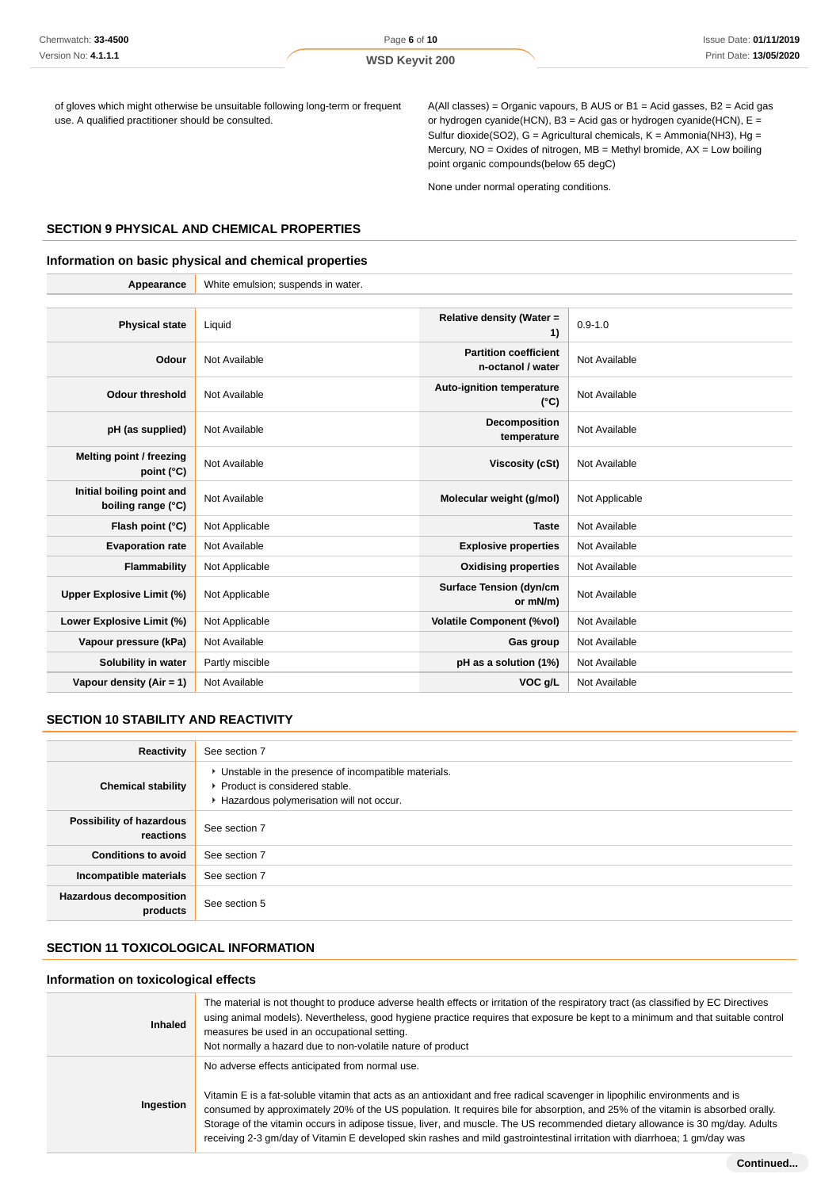of gloves which might otherwise be unsuitable following long-term or frequent use. A qualified practitioner should be consulted.

A(All classes) = Organic vapours, B AUS or B1 = Acid gasses, B2 = Acid gas or hydrogen cyanide(HCN), B3 = Acid gas or hydrogen cyanide(HCN), E = Sulfur dioxide(SO2), G = Agricultural chemicals, K = Ammonia(NH3), Hg = Mercury, NO = Oxides of nitrogen, MB = Methyl bromide, AX = Low boiling point organic compounds(below 65 degC)

None under normal operating conditions.

## SECTION 9 PHYSICAL AND CHEMICAL PROPERTIES

### Information on basic physical and chemical properties

| | |
|---|---|
| **Appearance** | White emulsion; suspends in water. |

| | | | |
|---|---|---|---|
| **Physical state** | Liquid | **Relative density (Water = 1)** | 0.9-1.0 |
| **Odour** | Not Available | **Partition coefficient n-octanol / water** | Not Available |
| **Odour threshold** | Not Available | **Auto-ignition temperature (°C)** | Not Available |
| **pH (as supplied)** | Not Available | **Decomposition temperature** | Not Available |
| **Melting point / freezing point (°C)** | Not Available | **Viscosity (cSt)** | Not Available |
| **Initial boiling point and boiling range (°C)** | Not Available | **Molecular weight (g/mol)** | Not Applicable |
| **Flash point (°C)** | Not Applicable | **Taste** | Not Available |
| **Evaporation rate** | Not Available | **Explosive properties** | Not Available |
| **Flammability** | Not Applicable | **Oxidising properties** | Not Available |
| **Upper Explosive Limit (%)** | Not Applicable | **Surface Tension (dyn/cm or mN/m)** | Not Available |
| **Lower Explosive Limit (%)** | Not Applicable | **Volatile Component (%vol)** | Not Available |
| **Vapour pressure (kPa)** | Not Available | **Gas group** | Not Available |
| **Solubility in water** | Partly miscible | **pH as a solution (1%)** | Not Available |
| **Vapour density (Air = 1)** | Not Available | **VOC g/L** | Not Available |

## SECTION 10 STABILITY AND REACTIVITY

| | |
|---|---|
| **Reactivity** | See section 7 |
| **Chemical stability** | ▸ Unstable in the presence of incompatible materials.<br>▸ Product is considered stable.<br>▸ Hazardous polymerisation will not occur. |
| **Possibility of hazardous reactions** | See section 7 |
| **Conditions to avoid** | See section 7 |
| **Incompatible materials** | See section 7 |
| **Hazardous decomposition products** | See section 5 |

## SECTION 11 TOXICOLOGICAL INFORMATION

### Information on toxicological effects

| | |
|---|---|
| **Inhaled** | The material is not thought to produce adverse health effects or irritation of the respiratory tract (as classified by EC Directives using animal models). Nevertheless, good hygiene practice requires that exposure be kept to a minimum and that suitable control measures be used in an occupational setting.<br>Not normally a hazard due to non-volatile nature of product |
| **Ingestion** | No adverse effects anticipated from normal use.<br><br>Vitamin E is a fat-soluble vitamin that acts as an antioxidant and free radical scavenger in lipophilic environments and is consumed by approximately 20% of the US population. It requires bile for absorption, and 25% of the vitamin is absorbed orally. Storage of the vitamin occurs in adipose tissue, liver, and muscle. The US recommended dietary allowance is 30 mg/day. Adults receiving 2-3 gm/day of Vitamin E developed skin rashes and mild gastrointestinal irritation with diarrhoea; 1 gm/day was |

**Continued...**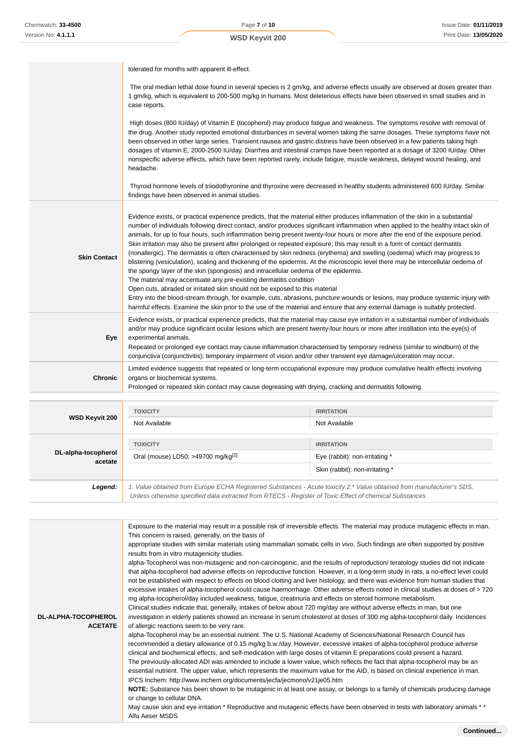| | |
|---|---|
| | tolerated for months with apparent ill-effect.<br><br>The oral median lethal dose found in several species is 2 gm/kg, and adverse effects usually are observed at doses greater than 1 gm/kg, which is equivalent to 200-500 mg/kg in humans. Most deleterious effects have been observed in small studies and in case reports.<br><br>High doses (800 IU/day) of Vitamin E (tocopherol) may produce fatigue and weakness. The symptoms resolve with removal of the drug. Another study reported emotional disturbances in several women taking the same dosages. These symptoms have not been observed in other large series. Transient nausea and gastric distress have been observed in a few patients taking high dosages of vitamin E, 2000-2500 IU/day. Diarrhea and intestinal cramps have been reported at a dosage of 3200 IU/day. Other nonspecific adverse effects, which have been reported rarely, include fatigue, muscle weakness, delayed wound healing, and headache.<br><br>Thyroid hormone levels of triiodothyronine and thyroxine were decreased in healthy students administered 600 IU/day. Similar findings have been observed in animal studies. |
| **Skin Contact** | Evidence exists, or practical experience predicts, that the material either produces inflammation of the skin in a substantial number of individuals following direct contact, and/or produces significant inflammation when applied to the healthy intact skin of animals, for up to four hours, such inflammation being present twenty-four hours or more after the end of the exposure period. Skin irritation may also be present after prolonged or repeated exposure; this may result in a form of contact dermatitis (nonallergic). The dermatitis is often characterised by skin redness (erythema) and swelling (oedema) which may progress to blistering (vesiculation), scaling and thickening of the epidermis. At the microscopic level there may be intercellular oedema of the spongy layer of the skin (spongiosis) and intracellular oedema of the epidermis.<br>The material may accentuate any pre-existing dermatitis condition<br>Open cuts, abraded or irritated skin should not be exposed to this material<br>Entry into the blood-stream through, for example, cuts, abrasions, puncture wounds or lesions, may produce systemic injury with harmful effects. Examine the skin prior to the use of the material and ensure that any external damage is suitably protected. |
| **Eye** | Evidence exists, or practical experience predicts, that the material may cause eye irritation in a substantial number of individuals and/or may produce significant ocular lesions which are present twenty-four hours or more after instillation into the eye(s) of experimental animals.<br>Repeated or prolonged eye contact may cause inflammation characterised by temporary redness (similar to windburn) of the conjunctiva (conjunctivitis); temporary impairment of vision and/or other transient eye damage/ulceration may occur. |
| **Chronic** | Limited evidence suggests that repeated or long-term occupational exposure may produce cumulative health effects involving organs or biochemical systems.<br>Prolonged or repeated skin contact may cause degreasing with drying, cracking and dermatitis following. |

| | TOXICITY | IRRITATION |
|---|---|---|
| **WSD Keyvit 200** | Not Available | Not Available |
| **DL-alpha-tocopherol acetate** | Oral (mouse) LD50: >49700 mg/kg[2] | Eye (rabbit): non-irritating * |
| | | Skin (rabbit): non-irritating * |
| ***Legend:*** | *1. Value obtained from Europe ECHA Registered Substances - Acute toxicity 2.* Value obtained from manufacturer's SDS. Unless otherwise specified data extracted from RTECS - Register of Toxic Effect of chemical Substances* | |

| | |
|---|---|
| **DL-ALPHA-TOCOPHEROL ACETATE** | Exposure to the material may result in a possible risk of irreversible effects. The material may produce mutagenic effects in man. This concern is raised, generally, on the basis of<br>appropriate studies with similar materials using mammalian somatic cells in vivo. Such findings are often supported by positive results from in vitro mutagenicity studies.<br>alpha-Tocopherol was non-mutagenic and non-carcinogenic, and the results of reproduction/ teratology studies did not indicate that alpha-tocopherol had adverse effects on reproductive function. However, in a long-term study in rats, a no-effect level could not be established with respect to effects on blood clotting and liver histology, and there was evidence from human studies that excessive intakes of alpha-tocopherol could cause haemorrhage. Other adverse effects noted in clinical studies at doses of > 720 mg alpha-tocopherol/day included weakness, fatigue, creatinuria and effects on steroid hormone metabolism.<br>Clinical studies indicate that, generally, intakes of below about 720 mg/day are without adverse effects in man, but one investigation in elderly patients showed an increase in serum cholesterol at doses of 300 mg alpha-tocopherol daily. Incidences of allergic reactions seem to be very rare.<br>alpha-Tocopherol may be an essential nutrient. The U.S. National Academy of Sciences/National Research Council has recommended a dietary allowance of 0.15 mg/kg b.w./day. However, excessive intakes of alpha-tocopherol produce adverse clinical and biochemical effects, and self-medication with large doses of vitamin E preparations could present a hazard.<br>The previously-allocated ADI was amended to include a lower value, which reflects the fact that alpha-tocopherol may be an essential nutrient. The upper value, which represents the maximum value for the AID, is based on clinical experience in man.<br>IPCS Inchem: http://www.inchem.org/documents/jecfa/jecmono/v21je05.htm<br>**NOTE:** Substance has been shown to be mutagenic in at least one assay, or belongs to a family of chemicals producing damage or change to cellular DNA.<br>May cause skin and eye irritation * Reproductive and mutagenic effects have been observed in tests with laboratory animals * * Alfa Aeser MSDS |

**Continued...**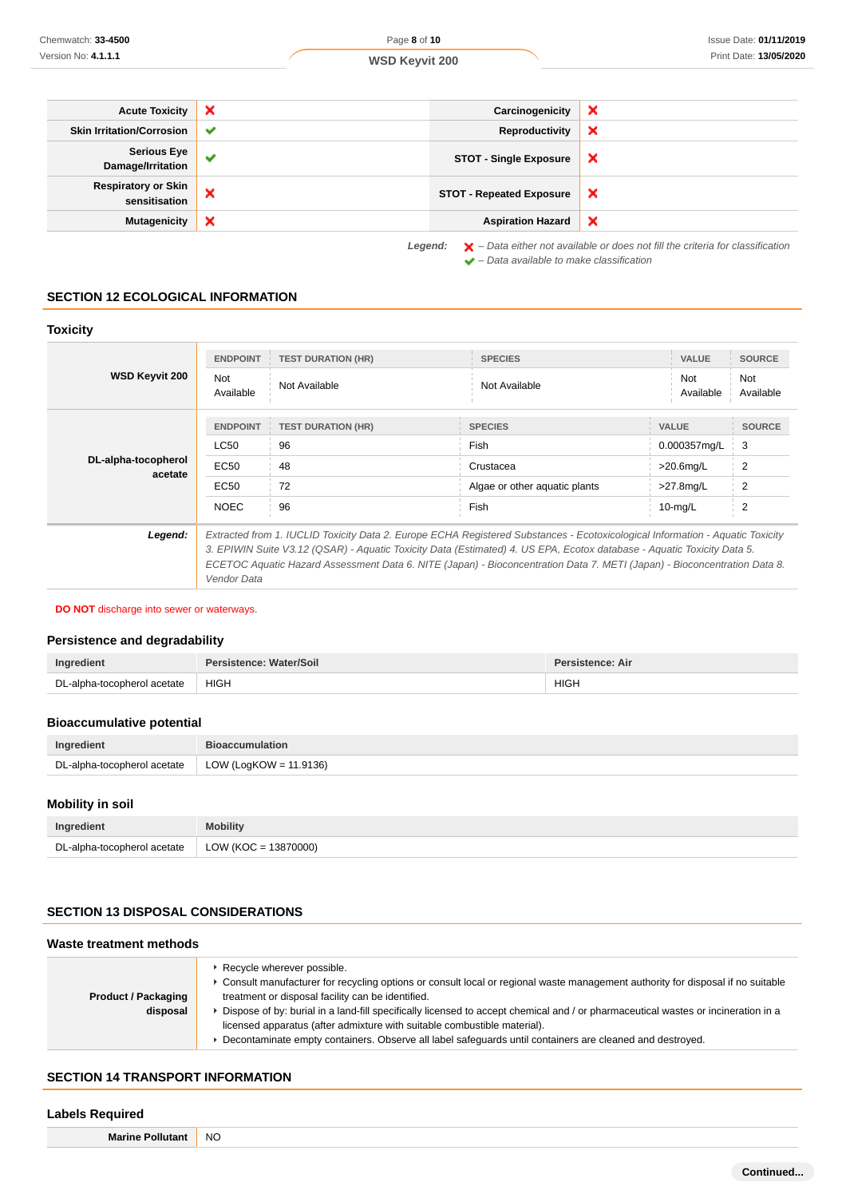| Acute Toxicity | ❌ | Carcinogenicity | ❌ |
|---|---|---|---|
| Skin Irritation/Corrosion | ✔ | Reproductivity | ❌ |
| Serious Eye Damage/Irritation | ✔ | STOT - Single Exposure | ❌ |
| Respiratory or Skin sensitisation | ❌ | STOT - Repeated Exposure | ❌ |
| Mutagenicity | ❌ | Aspiration Hazard | ❌ |

*Legend:* ❌ – *Data either not available or does not fill the criteria for classification*
✔ – *Data available to make classification*

## SECTION 12 ECOLOGICAL INFORMATION

### Toxicity

**WSD Keyvit 200**

| ENDPOINT | TEST DURATION (HR) | SPECIES | VALUE | SOURCE |
|---|---|---|---|---|
| Not Available | Not Available | Not Available | Not Available | Not Available |

**DL-alpha-tocopherol acetate**

| ENDPOINT | TEST DURATION (HR) | SPECIES | VALUE | SOURCE |
|---|---|---|---|---|
| LC50 | 96 | Fish | 0.000357mg/L | 3 |
| EC50 | 48 | Crustacea | >20.6mg/L | 2 |
| EC50 | 72 | Algae or other aquatic plants | >27.8mg/L | 2 |
| NOEC | 96 | Fish | 10-mg/L | 2 |

***Legend:*** *Extracted from 1. IUCLID Toxicity Data 2. Europe ECHA Registered Substances - Ecotoxicological Information - Aquatic Toxicity 3. EPIWIN Suite V3.12 (QSAR) - Aquatic Toxicity Data (Estimated) 4. US EPA, Ecotox database - Aquatic Toxicity Data 5. ECETOC Aquatic Hazard Assessment Data 6. NITE (Japan) - Bioconcentration Data 7. METI (Japan) - Bioconcentration Data 8. Vendor Data*

**DO NOT** discharge into sewer or waterways.

### Persistence and degradability

| Ingredient | Persistence: Water/Soil | Persistence: Air |
|---|---|---|
| DL-alpha-tocopherol acetate | HIGH | HIGH |

### Bioaccumulative potential

| Ingredient | Bioaccumulation |
|---|---|
| DL-alpha-tocopherol acetate | LOW (LogKOW = 11.9136) |

### Mobility in soil

| Ingredient | Mobility |
|---|---|
| DL-alpha-tocopherol acetate | LOW (KOC = 13870000) |

## SECTION 13 DISPOSAL CONSIDERATIONS

### Waste treatment methods

**Product / Packaging disposal**

- Recycle wherever possible.
- Consult manufacturer for recycling options or consult local or regional waste management authority for disposal if no suitable treatment or disposal facility can be identified.
- Dispose of by: burial in a land-fill specifically licensed to accept chemical and / or pharmaceutical wastes or incineration in a licensed apparatus (after admixture with suitable combustible material).
- Decontaminate empty containers. Observe all label safeguards until containers are cleaned and destroyed.

## SECTION 14 TRANSPORT INFORMATION

### Labels Required

| Marine Pollutant | NO |
|---|---|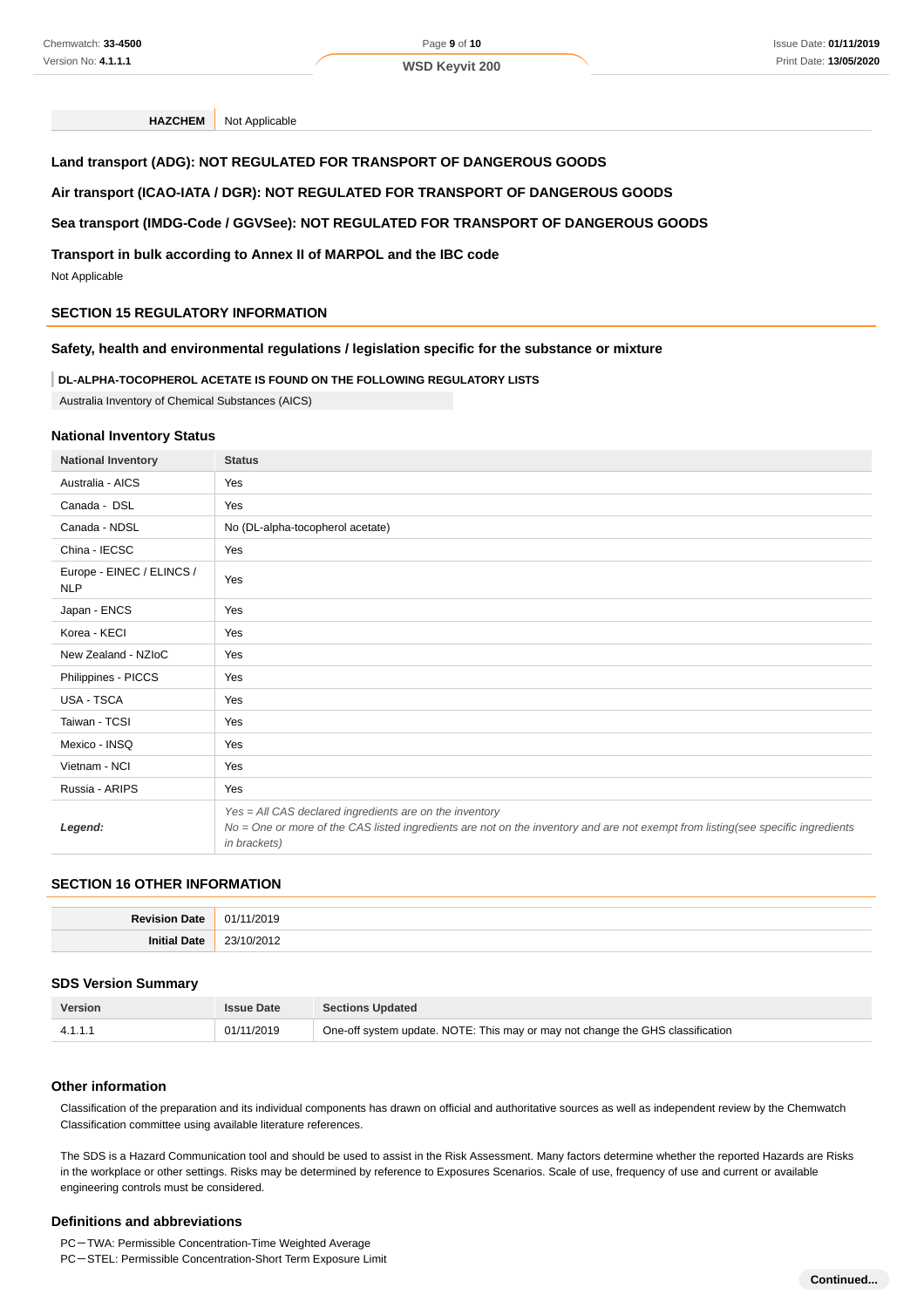| HAZCHEM | Not Applicable |
|---|---|

### Land transport (ADG): NOT REGULATED FOR TRANSPORT OF DANGEROUS GOODS

### Air transport (ICAO-IATA / DGR): NOT REGULATED FOR TRANSPORT OF DANGEROUS GOODS

### Sea transport (IMDG-Code / GGVSee): NOT REGULATED FOR TRANSPORT OF DANGEROUS GOODS

### Transport in bulk according to Annex II of MARPOL and the IBC code

Not Applicable

## SECTION 15 REGULATORY INFORMATION

### Safety, health and environmental regulations / legislation specific for the substance or mixture

**DL-ALPHA-TOCOPHEROL ACETATE IS FOUND ON THE FOLLOWING REGULATORY LISTS**

Australia Inventory of Chemical Substances (AICS)

### National Inventory Status

| National Inventory | Status |
|---|---|
| Australia - AICS | Yes |
| Canada - DSL | Yes |
| Canada - NDSL | No (DL-alpha-tocopherol acetate) |
| China - IECSC | Yes |
| Europe - EINEC / ELINCS / NLP | Yes |
| Japan - ENCS | Yes |
| Korea - KECI | Yes |
| New Zealand - NZIoC | Yes |
| Philippines - PICCS | Yes |
| USA - TSCA | Yes |
| Taiwan - TCSI | Yes |
| Mexico - INSQ | Yes |
| Vietnam - NCI | Yes |
| Russia - ARIPS | Yes |
| ***Legend:*** | *Yes = All CAS declared ingredients are on the inventory*<br>*No = One or more of the CAS listed ingredients are not on the inventory and are not exempt from listing(see specific ingredients in brackets)* |

## SECTION 16 OTHER INFORMATION

| Revision Date | 01/11/2019 |
|---|---|
| Initial Date | 23/10/2012 |

### SDS Version Summary

| Version | Issue Date | Sections Updated |
|---|---|---|
| 4.1.1.1 | 01/11/2019 | One-off system update. NOTE: This may or may not change the GHS classification |

### Other information

Classification of the preparation and its individual components has drawn on official and authoritative sources as well as independent review by the Chemwatch Classification committee using available literature references.

The SDS is a Hazard Communication tool and should be used to assist in the Risk Assessment. Many factors determine whether the reported Hazards are Risks in the workplace or other settings. Risks may be determined by reference to Exposures Scenarios. Scale of use, frequency of use and current or available engineering controls must be considered.

### Definitions and abbreviations

PC－TWA: Permissible Concentration-Time Weighted Average
PC－STEL: Permissible Concentration-Short Term Exposure Limit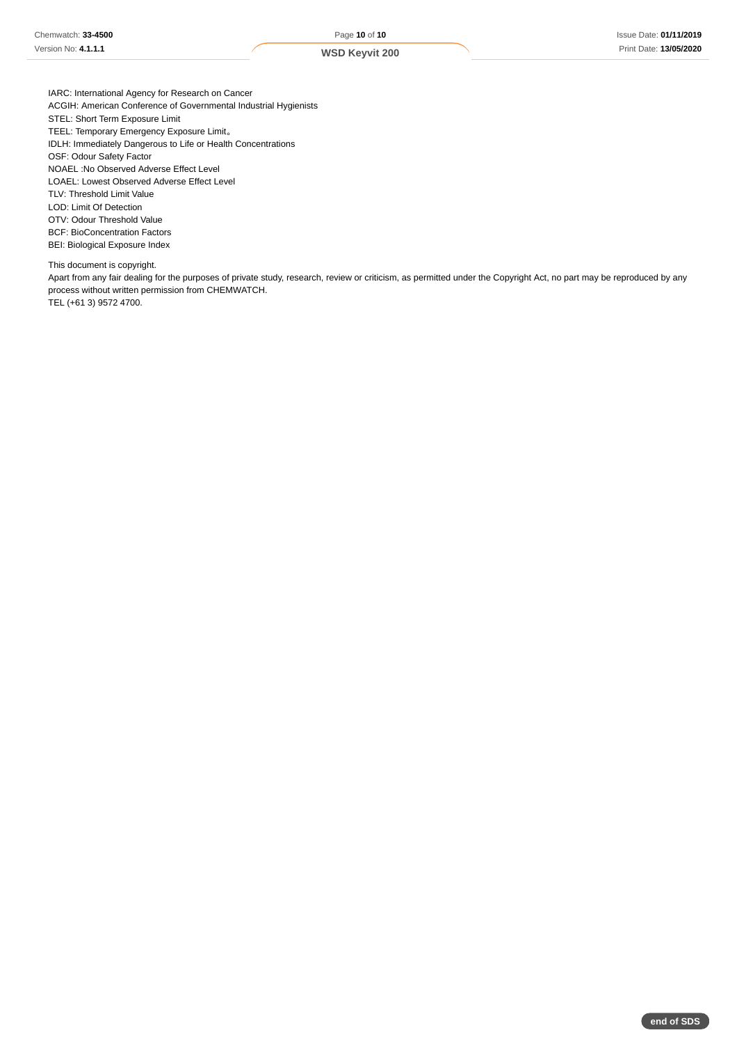IARC: International Agency for Research on Cancer
ACGIH: American Conference of Governmental Industrial Hygienists
STEL: Short Term Exposure Limit
TEEL: Temporary Emergency Exposure Limit。
IDLH: Immediately Dangerous to Life or Health Concentrations
OSF: Odour Safety Factor
NOAEL :No Observed Adverse Effect Level
LOAEL: Lowest Observed Adverse Effect Level
TLV: Threshold Limit Value
LOD: Limit Of Detection
OTV: Odour Threshold Value
BCF: BioConcentration Factors
BEI: Biological Exposure Index

This document is copyright.
Apart from any fair dealing for the purposes of private study, research, review or criticism, as permitted under the Copyright Act, no part may be reproduced by any process without written permission from CHEMWATCH.
TEL (+61 3) 9572 4700.

**end of SDS**